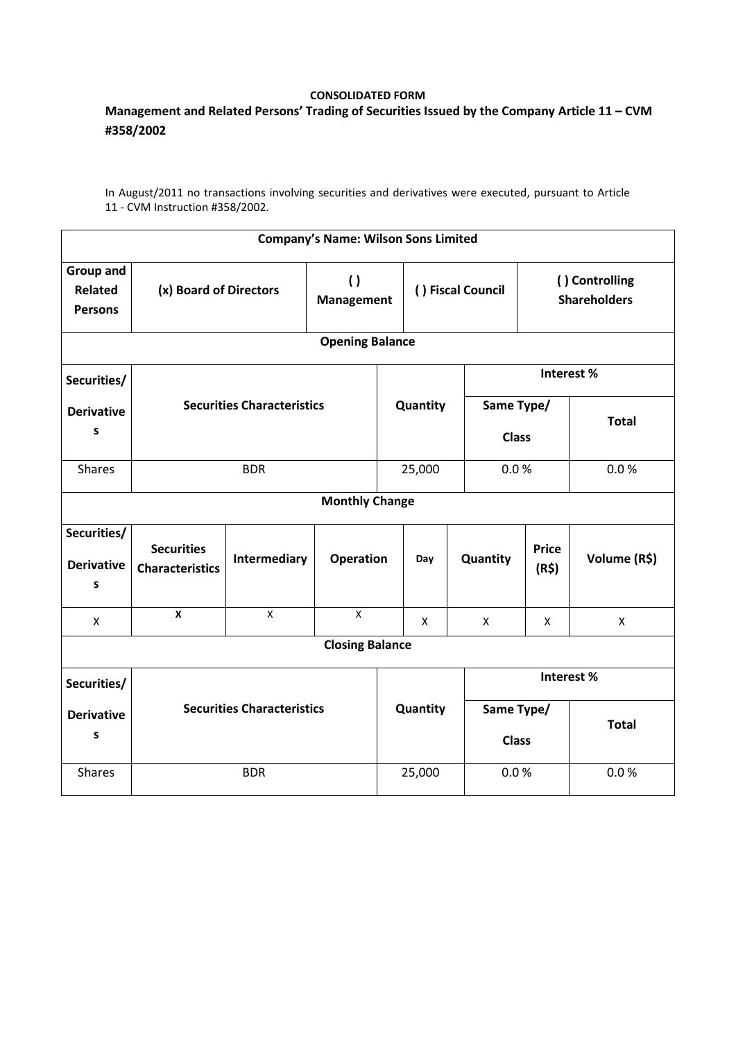**CONSOLIDATED FORM**

## Management and Related Persons' Trading of Securities Issued by the Company Article 11 – CVM #358/2002

In August/2011 no transactions involving securities and derivatives were executed, pursuant to Article 11 - CVM Instruction #358/2002.

| Company's Name: Wilson Sons Limited | | | | | | | | |
|---|---|---|---|---|---|---|---|---|
| **Group and Related Persons** | **(x) Board of Directors** | | **( ) Management** | | **( ) Fiscal Council** | | **( ) Controlling Shareholders** | |
| **Opening Balance** | | | | | | | | |
| **Securities/ Derivatives** | **Securities Characteristics** | | | **Quantity** | | **Interest %** | | |
| | | | | | | **Same Type/ Class** | | **Total** |
| Shares | BDR | | | 25,000 | | 0.0 % | | 0.0 % |
| **Monthly Change** | | | | | | | | |
| **Securities/ Derivatives** | **Securities Characteristics** | **Intermediary** | **Operation** | **Day** | **Quantity** | | **Price (R$)** | **Volume (R$)** |
| X | X | X | X | X | X | | X | X |
| **Closing Balance** | | | | | | | | |
| **Securities/ Derivatives** | **Securities Characteristics** | | | **Quantity** | | **Interest %** | | |
| | | | | | | **Same Type/ Class** | | **Total** |
| Shares | BDR | | | 25,000 | | 0.0 % | | 0.0 % |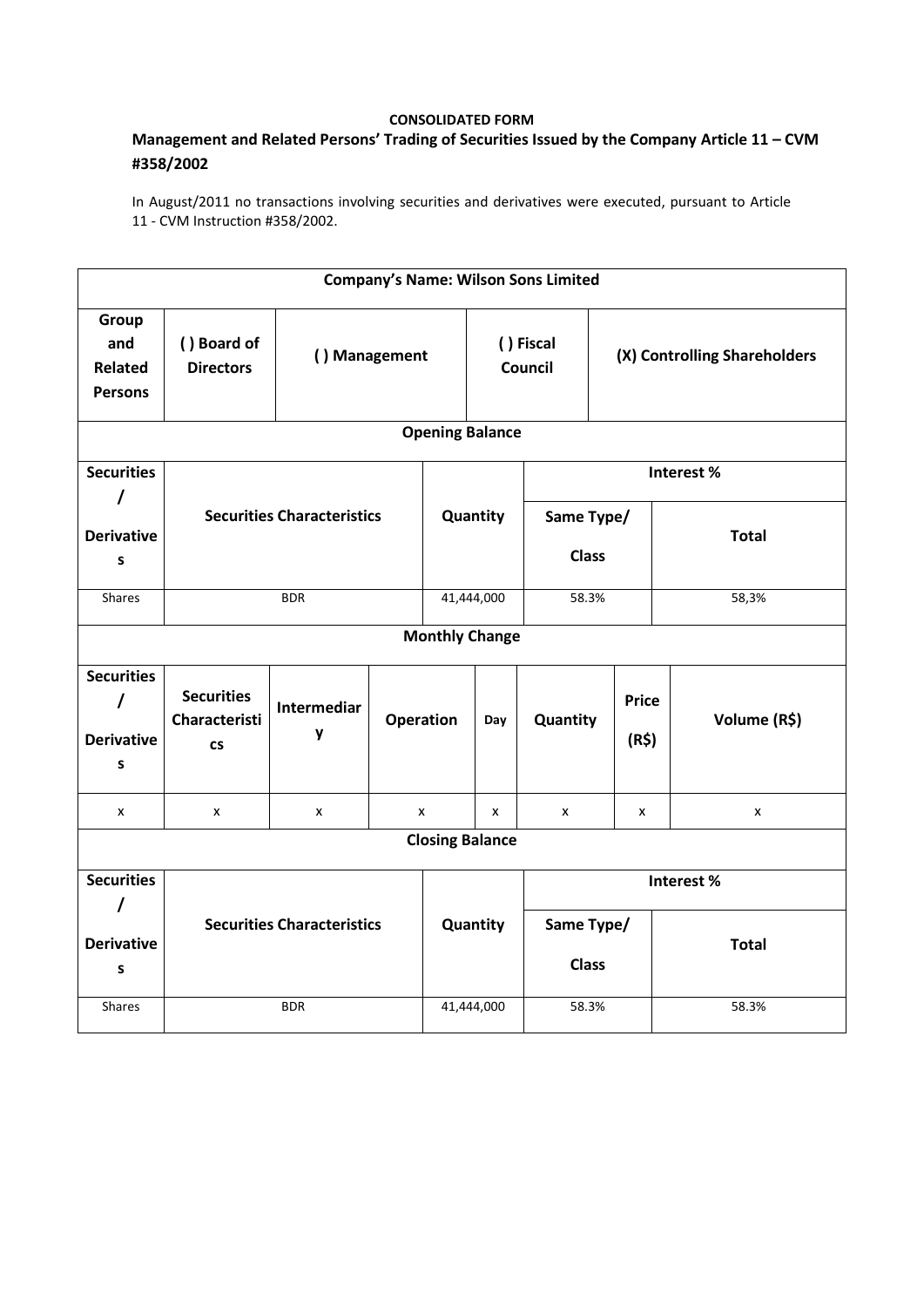**CONSOLIDATED FORM**

**Management and Related Persons' Trading of Securities Issued by the Company Article 11 – CVM #358/2002**

In August/2011 no transactions involving securities and derivatives were executed, pursuant to Article 11 - CVM Instruction #358/2002.

| **Company's Name: Wilson Sons Limited** | | | | |
|---|---|---|---|---|
| **Group and Related Persons** | **( ) Board of Directors** | **( ) Management** | **( ) Fiscal Council** | **(X) Controlling Shareholders** |

| **Opening Balance** | | | | |
|---|---|---|---|---|
| **Securities / Derivatives** | **Securities Characteristics** | **Quantity** | **Interest %** | |
| | | | **Same Type/ Class** | **Total** |
| Shares | BDR | 41,444,000 | 58.3% | 58,3% |

| **Monthly Change** | | | | | | | |
|---|---|---|---|---|---|---|---|
| **Securities / Derivatives** | **Securities Characteristics** | **Intermediary** | **Operation** | **Day** | **Quantity** | **Price (R$)** | **Volume (R$)** |
| x | x | x | x | x | x | x | x |

| **Closing Balance** | | | | |
|---|---|---|---|---|
| **Securities / Derivatives** | **Securities Characteristics** | **Quantity** | **Interest %** | |
| | | | **Same Type/ Class** | **Total** |
| Shares | BDR | 41,444,000 | 58.3% | 58.3% |